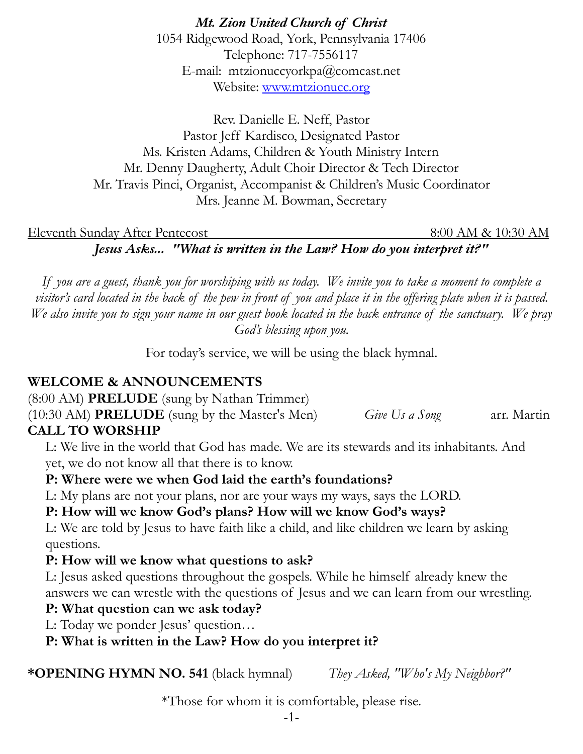***Mt. Zion United Church of Christ***
1054 Ridgewood Road, York, Pennsylvania 17406
Telephone: 717-7556117
E-mail: mtzionuccyorkpa@comcast.net
Website: [www.mtzionucc.org](http://www.mtzionucc.org)

Rev. Danielle E. Neff, Pastor
Pastor Jeff Kardisco, Designated Pastor
Ms. Kristen Adams, Children & Youth Ministry Intern
Mr. Denny Daugherty, Adult Choir Director & Tech Director
Mr. Travis Pinci, Organist, Accompanist & Children's Music Coordinator
Mrs. Jeanne M. Bowman, Secretary

Eleventh Sunday After Pentecost — 8:00 AM & 10:30 AM

***Jesus Asks... "What is written in the Law? How do you interpret it?"***

*If you are a guest, thank you for worshiping with us today. We invite you to take a moment to complete a visitor's card located in the back of the pew in front of you and place it in the offering plate when it is passed. We also invite you to sign your name in our guest book located in the back entrance of the sanctuary. We pray God's blessing upon you.*

For today's service, we will be using the black hymnal.

**WELCOME & ANNOUNCEMENTS**

(8:00 AM) **PRELUDE** (sung by Nathan Trimmer)

(10:30 AM) **PRELUDE** (sung by the Master's Men) *Give Us a Song* arr. Martin

**CALL TO WORSHIP**

L: We live in the world that God has made. We are its stewards and its inhabitants. And yet, we do not know all that there is to know.

**P: Where were we when God laid the earth's foundations?**

L: My plans are not your plans, nor are your ways my ways, says the LORD.

**P: How will we know God's plans? How will we know God's ways?**

L: We are told by Jesus to have faith like a child, and like children we learn by asking questions.

**P: How will we know what questions to ask?**

L: Jesus asked questions throughout the gospels. While he himself already knew the answers we can wrestle with the questions of Jesus and we can learn from our wrestling.

**P: What question can we ask today?**

L: Today we ponder Jesus' question…

**P: What is written in the Law? How do you interpret it?**

**\*OPENING HYMN NO. 541** (black hymnal) *They Asked, "Who's My Neighbor?"*

*Those for whom it is comfortable, please rise.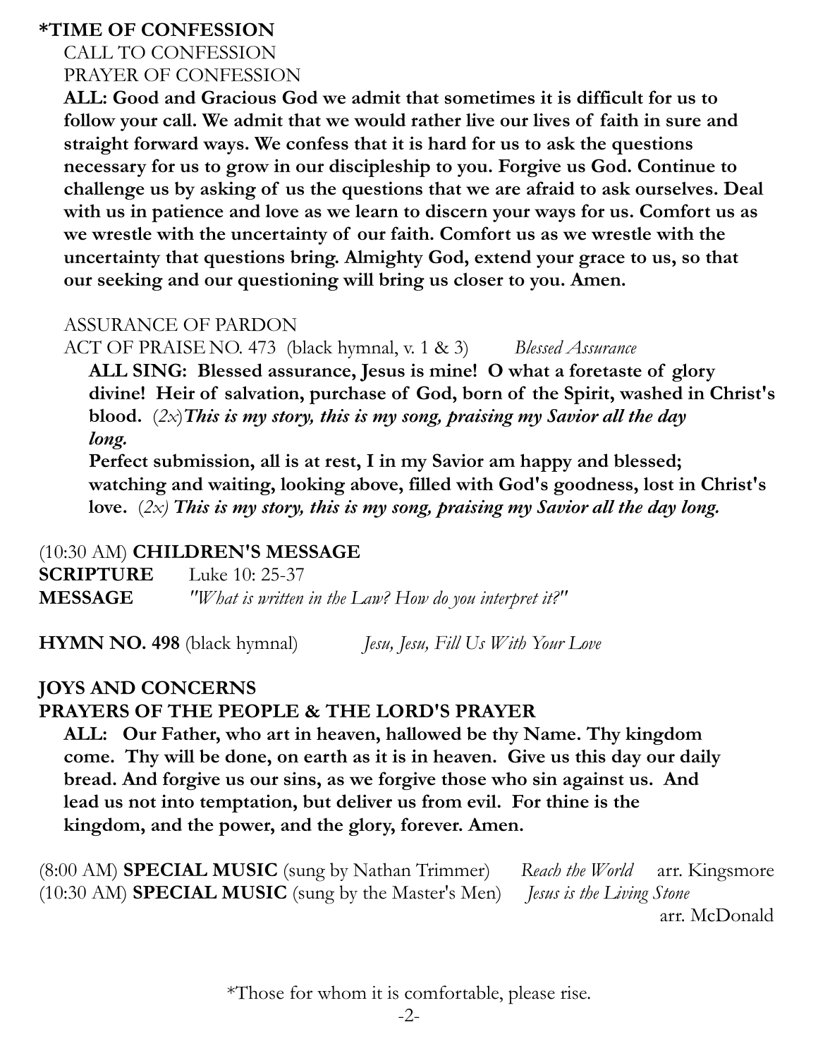**\*TIME OF CONFESSION**

CALL TO CONFESSION

PRAYER OF CONFESSION

**ALL: Good and Gracious God we admit that sometimes it is difficult for us to follow your call. We admit that we would rather live our lives of faith in sure and straight forward ways. We confess that it is hard for us to ask the questions necessary for us to grow in our discipleship to you. Forgive us God. Continue to challenge us by asking of us the questions that we are afraid to ask ourselves. Deal with us in patience and love as we learn to discern your ways for us. Comfort us as we wrestle with the uncertainty of our faith. Comfort us as we wrestle with the uncertainty that questions bring. Almighty God, extend your grace to us, so that our seeking and our questioning will bring us closer to you. Amen.**

ASSURANCE OF PARDON

ACT OF PRAISE NO. 473 (black hymnal, v. 1 & 3) *Blessed Assurance*

**ALL SING: Blessed assurance, Jesus is mine! O what a foretaste of glory divine! Heir of salvation, purchase of God, born of the Spirit, washed in Christ's blood.** (*2x*)***This is my story, this is my song, praising my Savior all the day long.***

**Perfect submission, all is at rest, I in my Savior am happy and blessed; watching and waiting, looking above, filled with God's goodness, lost in Christ's love.** (*2x*) ***This is my story, this is my song, praising my Savior all the day long.***

(10:30 AM) **CHILDREN'S MESSAGE**

**SCRIPTURE** Luke 10: 25-37

**MESSAGE** *"What is written in the Law? How do you interpret it?"*

**HYMN NO. 498** (black hymnal) *Jesu, Jesu, Fill Us With Your Love*

**JOYS AND CONCERNS**

**PRAYERS OF THE PEOPLE & THE LORD'S PRAYER**

**ALL: Our Father, who art in heaven, hallowed be thy Name. Thy kingdom come. Thy will be done, on earth as it is in heaven. Give us this day our daily bread. And forgive us our sins, as we forgive those who sin against us. And lead us not into temptation, but deliver us from evil. For thine is the kingdom, and the power, and the glory, forever. Amen.**

(8:00 AM) **SPECIAL MUSIC** (sung by Nathan Trimmer) *Reach the World* arr. Kingsmore

(10:30 AM) **SPECIAL MUSIC** (sung by the Master's Men) *Jesus is the Living Stone* arr. McDonald

\*Those for whom it is comfortable, please rise.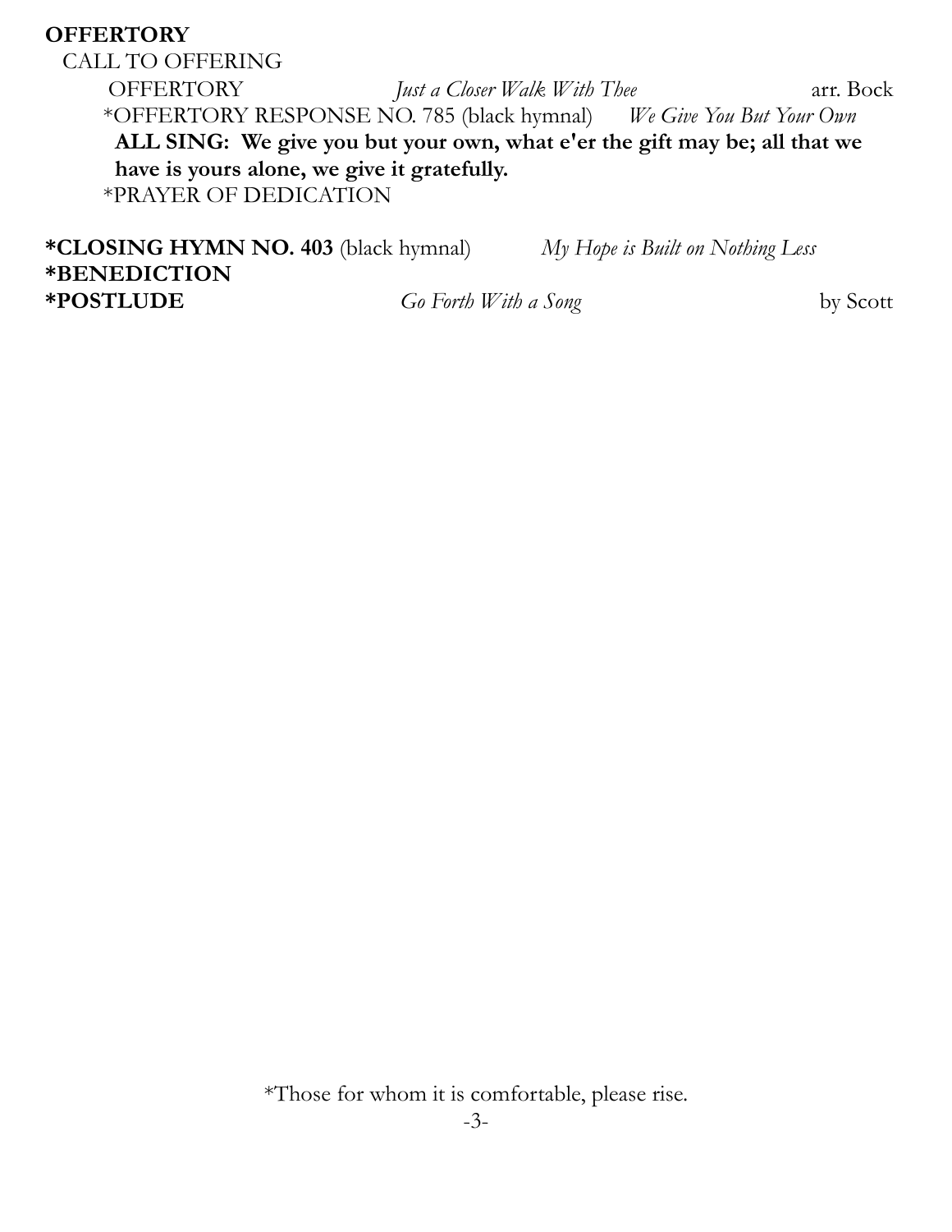**OFFERTORY**

CALL TO OFFERING

OFFERTORY *Just a Closer Walk With Thee* arr. Bock

*OFFERTORY RESPONSE NO. 785 (black hymnal) *We Give You But Your Own*

**ALL SING: We give you but your own, what e'er the gift may be; all that we have is yours alone, we give it gratefully.**

*PRAYER OF DEDICATION

***CLOSING HYMN NO. 403** (black hymnal) *My Hope is Built on Nothing Less*

***BENEDICTION**

***POSTLUDE** *Go Forth With a Song* by Scott

*Those for whom it is comfortable, please rise.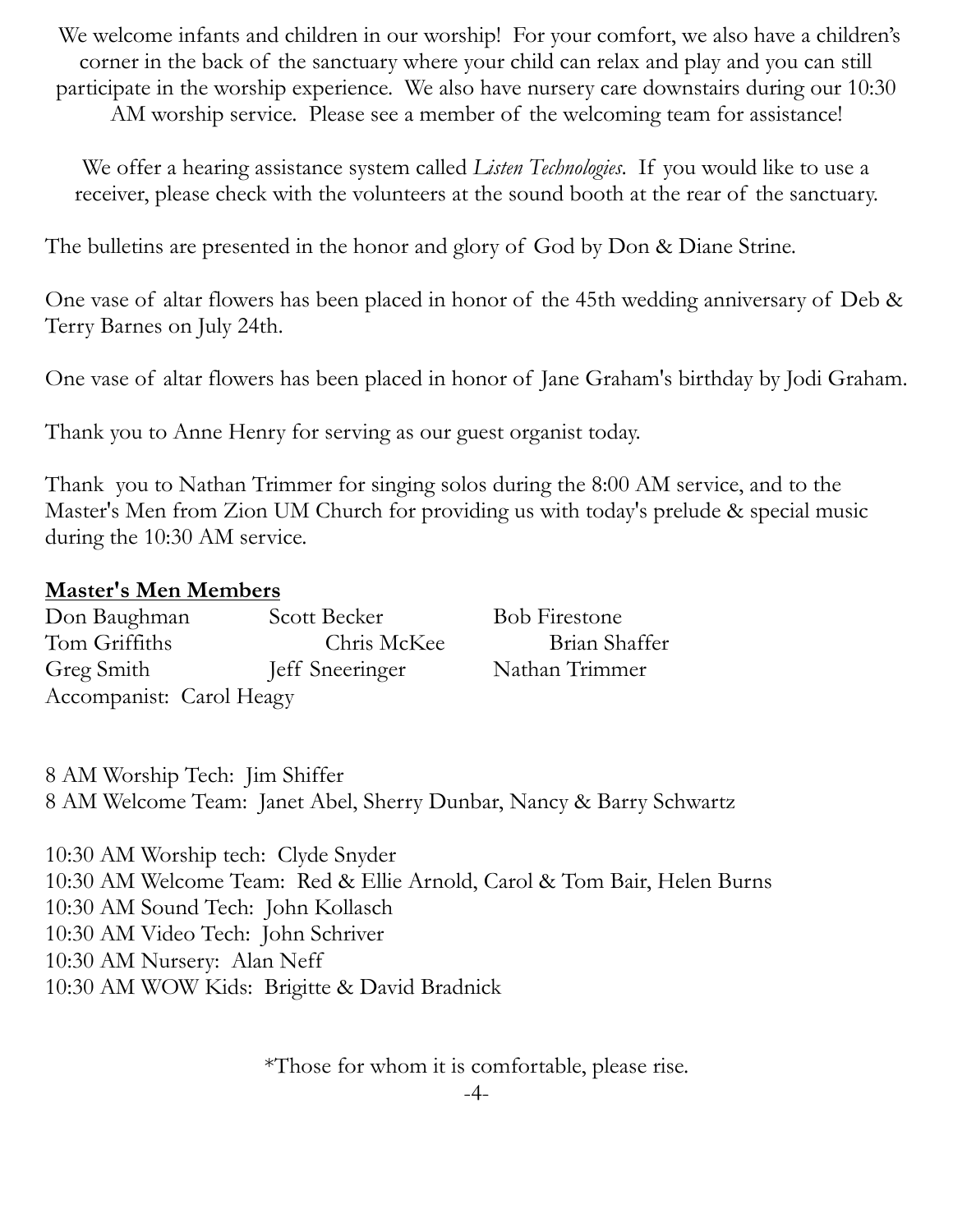We welcome infants and children in our worship! For your comfort, we also have a children's corner in the back of the sanctuary where your child can relax and play and you can still participate in the worship experience. We also have nursery care downstairs during our 10:30 AM worship service. Please see a member of the welcoming team for assistance!

We offer a hearing assistance system called *Listen Technologies*. If you would like to use a receiver, please check with the volunteers at the sound booth at the rear of the sanctuary.

The bulletins are presented in the honor and glory of God by Don & Diane Strine.

One vase of altar flowers has been placed in honor of the 45th wedding anniversary of Deb & Terry Barnes on July 24th.

One vase of altar flowers has been placed in honor of Jane Graham's birthday by Jodi Graham.

Thank you to Anne Henry for serving as our guest organist today.

Thank you to Nathan Trimmer for singing solos during the 8:00 AM service, and to the Master's Men from Zion UM Church for providing us with today's prelude & special music during the 10:30 AM service.

**Master's Men Members**

| | | |
|---|---|---|
| Don Baughman | Scott Becker | Bob Firestone |
| Tom Griffiths | Chris McKee | Brian Shaffer |
| Greg Smith | Jeff Sneeringer | Nathan Trimmer |

Accompanist: Carol Heagy

8 AM Worship Tech: Jim Shiffer
8 AM Welcome Team: Janet Abel, Sherry Dunbar, Nancy & Barry Schwartz

10:30 AM Worship tech: Clyde Snyder
10:30 AM Welcome Team: Red & Ellie Arnold, Carol & Tom Bair, Helen Burns
10:30 AM Sound Tech: John Kollasch
10:30 AM Video Tech: John Schriver
10:30 AM Nursery: Alan Neff
10:30 AM WOW Kids: Brigitte & David Bradnick

*Those for whom it is comfortable, please rise.